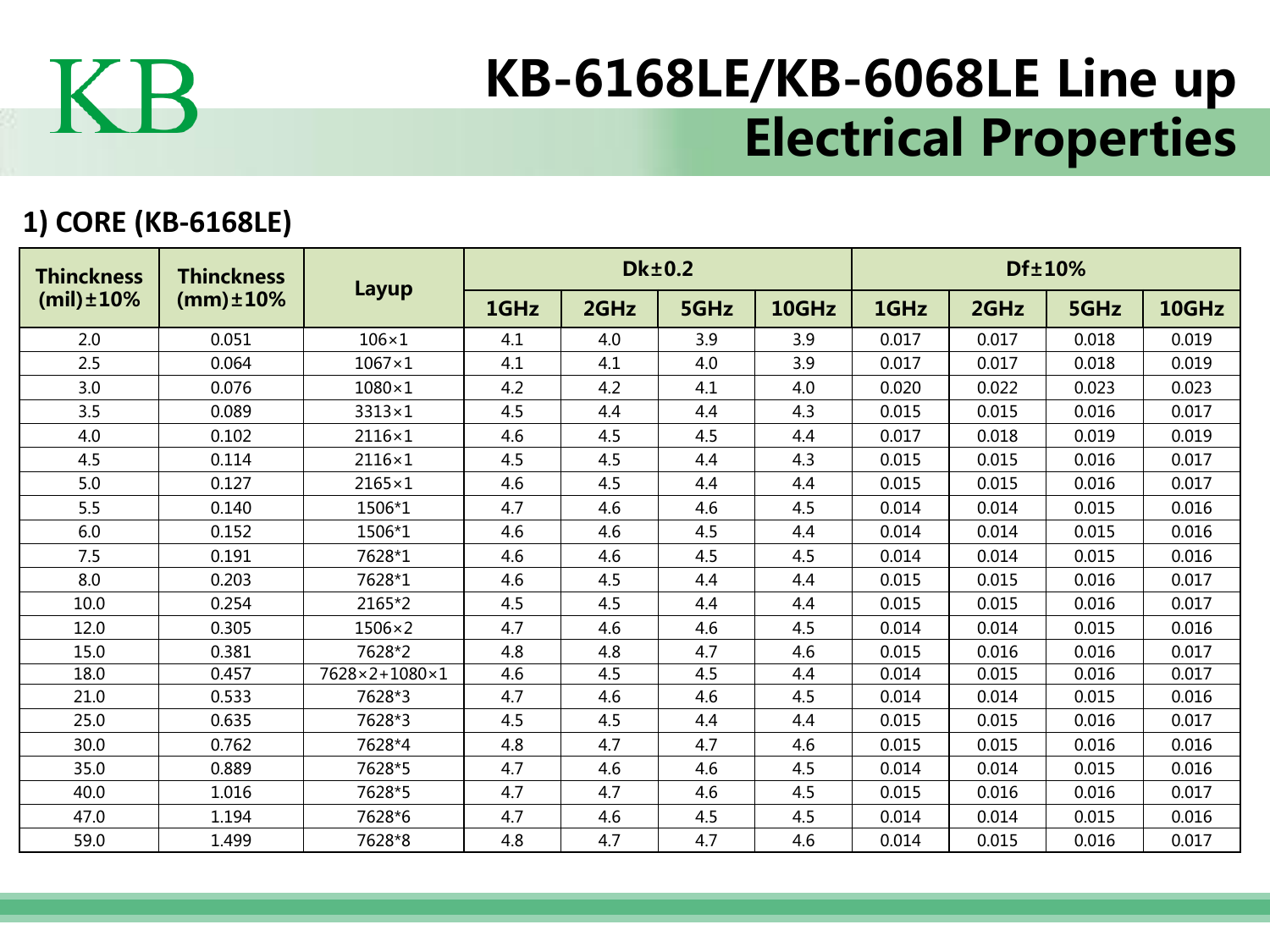KB

# KB-6168LE/KB-6068LE Line up Electrical Properties

## 1) CORE (KB-6168LE)

| Thinckness (mil)±10% | Thinckness (mm)±10% | Layup | Dk±0.2 | | | | Df±10% | | | |
|---|---|---|---|---|---|---|---|---|---|---|
| | | | 1GHz | 2GHz | 5GHz | 10GHz | 1GHz | 2GHz | 5GHz | 10GHz |
| 2.0 | 0.051 | 106×1 | 4.1 | 4.0 | 3.9 | 3.9 | 0.017 | 0.017 | 0.018 | 0.019 |
| 2.5 | 0.064 | 1067×1 | 4.1 | 4.1 | 4.0 | 3.9 | 0.017 | 0.017 | 0.018 | 0.019 |
| 3.0 | 0.076 | 1080×1 | 4.2 | 4.2 | 4.1 | 4.0 | 0.020 | 0.022 | 0.023 | 0.023 |
| 3.5 | 0.089 | 3313×1 | 4.5 | 4.4 | 4.4 | 4.3 | 0.015 | 0.015 | 0.016 | 0.017 |
| 4.0 | 0.102 | 2116×1 | 4.6 | 4.5 | 4.5 | 4.4 | 0.017 | 0.018 | 0.019 | 0.019 |
| 4.5 | 0.114 | 2116×1 | 4.5 | 4.5 | 4.4 | 4.3 | 0.015 | 0.015 | 0.016 | 0.017 |
| 5.0 | 0.127 | 2165×1 | 4.6 | 4.5 | 4.4 | 4.4 | 0.015 | 0.015 | 0.016 | 0.017 |
| 5.5 | 0.140 | 1506*1 | 4.7 | 4.6 | 4.6 | 4.5 | 0.014 | 0.014 | 0.015 | 0.016 |
| 6.0 | 0.152 | 1506*1 | 4.6 | 4.6 | 4.5 | 4.4 | 0.014 | 0.014 | 0.015 | 0.016 |
| 7.5 | 0.191 | 7628*1 | 4.6 | 4.6 | 4.5 | 4.5 | 0.014 | 0.014 | 0.015 | 0.016 |
| 8.0 | 0.203 | 7628*1 | 4.6 | 4.5 | 4.4 | 4.4 | 0.015 | 0.015 | 0.016 | 0.017 |
| 10.0 | 0.254 | 2165*2 | 4.5 | 4.5 | 4.4 | 4.4 | 0.015 | 0.015 | 0.016 | 0.017 |
| 12.0 | 0.305 | 1506×2 | 4.7 | 4.6 | 4.6 | 4.5 | 0.014 | 0.014 | 0.015 | 0.016 |
| 15.0 | 0.381 | 7628*2 | 4.8 | 4.8 | 4.7 | 4.6 | 0.015 | 0.016 | 0.016 | 0.017 |
| 18.0 | 0.457 | 7628×2+1080×1 | 4.6 | 4.5 | 4.5 | 4.4 | 0.014 | 0.015 | 0.016 | 0.017 |
| 21.0 | 0.533 | 7628*3 | 4.7 | 4.6 | 4.6 | 4.5 | 0.014 | 0.014 | 0.015 | 0.016 |
| 25.0 | 0.635 | 7628*3 | 4.5 | 4.5 | 4.4 | 4.4 | 0.015 | 0.015 | 0.016 | 0.017 |
| 30.0 | 0.762 | 7628*4 | 4.8 | 4.7 | 4.7 | 4.6 | 0.015 | 0.015 | 0.016 | 0.016 |
| 35.0 | 0.889 | 7628*5 | 4.7 | 4.6 | 4.6 | 4.5 | 0.014 | 0.014 | 0.015 | 0.016 |
| 40.0 | 1.016 | 7628*5 | 4.7 | 4.7 | 4.6 | 4.5 | 0.015 | 0.016 | 0.016 | 0.017 |
| 47.0 | 1.194 | 7628*6 | 4.7 | 4.6 | 4.5 | 4.5 | 0.014 | 0.014 | 0.015 | 0.016 |
| 59.0 | 1.499 | 7628*8 | 4.8 | 4.7 | 4.7 | 4.6 | 0.014 | 0.015 | 0.016 | 0.017 |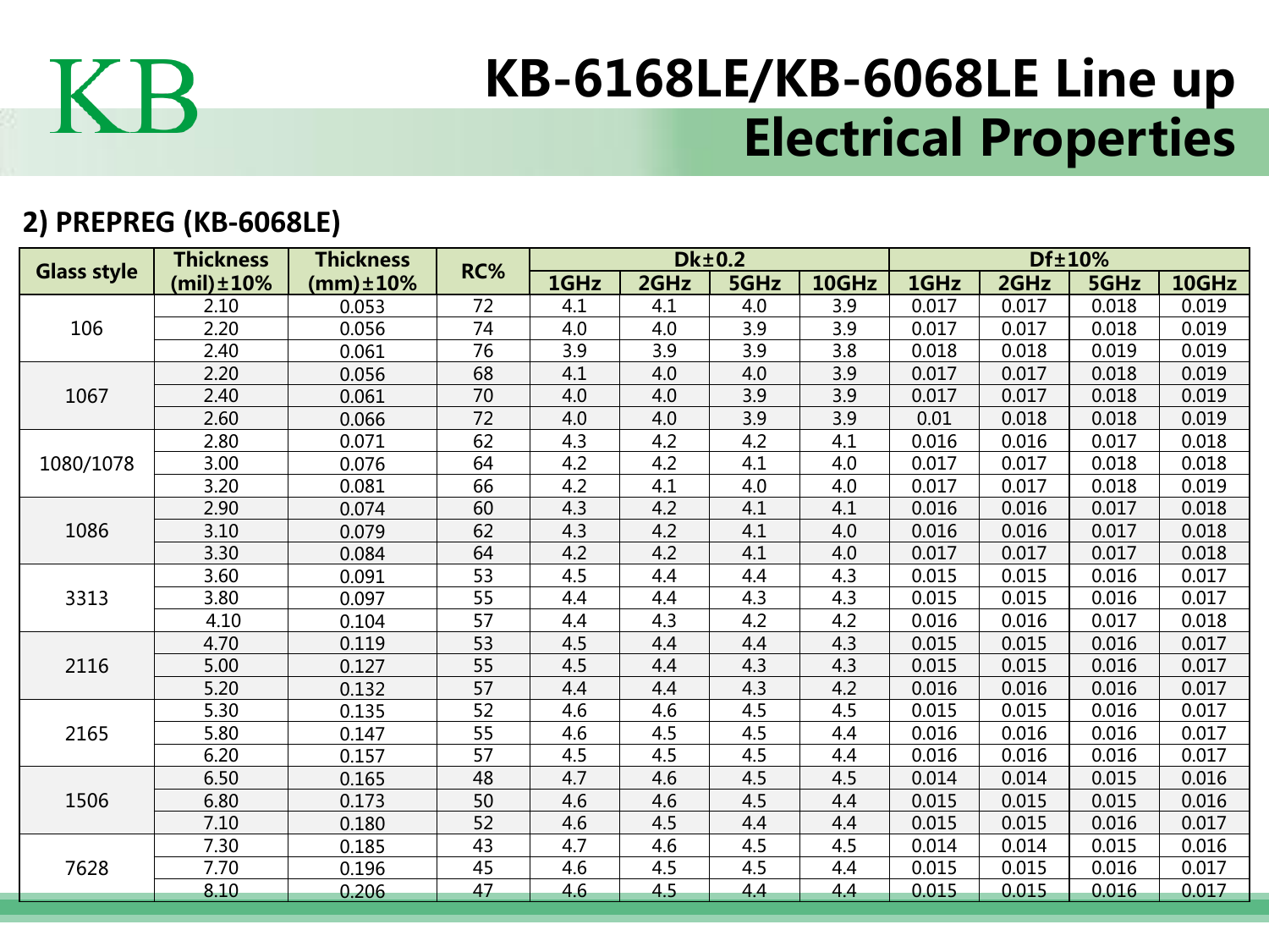# KB-6168LE/KB-6068LE Line up Electrical Properties

## 2) PREPREG (KB-6068LE)

| Glass style | Thickness (mil)±10% | Thickness (mm)±10% | RC% | Dk±0.2 | | | | Df±10% | | | |
|---|---|---|---|---|---|---|---|---|---|---|---|
| | | | | 1GHz | 2GHz | 5GHz | 10GHz | 1GHz | 2GHz | 5GHz | 10GHz |
| 106 | 2.10 | 0.053 | 72 | 4.1 | 4.1 | 4.0 | 3.9 | 0.017 | 0.017 | 0.018 | 0.019 |
| | 2.20 | 0.056 | 74 | 4.0 | 4.0 | 3.9 | 3.9 | 0.017 | 0.017 | 0.018 | 0.019 |
| | 2.40 | 0.061 | 76 | 3.9 | 3.9 | 3.9 | 3.8 | 0.018 | 0.018 | 0.019 | 0.019 |
| 1067 | 2.20 | 0.056 | 68 | 4.1 | 4.0 | 4.0 | 3.9 | 0.017 | 0.017 | 0.018 | 0.019 |
| | 2.40 | 0.061 | 70 | 4.0 | 4.0 | 3.9 | 3.9 | 0.017 | 0.017 | 0.018 | 0.019 |
| | 2.60 | 0.066 | 72 | 4.0 | 4.0 | 3.9 | 3.9 | 0.01 | 0.018 | 0.018 | 0.019 |
| 1080/1078 | 2.80 | 0.071 | 62 | 4.3 | 4.2 | 4.2 | 4.1 | 0.016 | 0.016 | 0.017 | 0.018 |
| | 3.00 | 0.076 | 64 | 4.2 | 4.2 | 4.1 | 4.0 | 0.017 | 0.017 | 0.018 | 0.018 |
| | 3.20 | 0.081 | 66 | 4.2 | 4.1 | 4.0 | 4.0 | 0.017 | 0.017 | 0.018 | 0.019 |
| 1086 | 2.90 | 0.074 | 60 | 4.3 | 4.2 | 4.1 | 4.1 | 0.016 | 0.016 | 0.017 | 0.018 |
| | 3.10 | 0.079 | 62 | 4.3 | 4.2 | 4.1 | 4.0 | 0.016 | 0.016 | 0.017 | 0.018 |
| | 3.30 | 0.084 | 64 | 4.2 | 4.2 | 4.1 | 4.0 | 0.017 | 0.017 | 0.017 | 0.018 |
| 3313 | 3.60 | 0.091 | 53 | 4.5 | 4.4 | 4.4 | 4.3 | 0.015 | 0.015 | 0.016 | 0.017 |
| | 3.80 | 0.097 | 55 | 4.4 | 4.4 | 4.3 | 4.3 | 0.015 | 0.015 | 0.016 | 0.017 |
| | 4.10 | 0.104 | 57 | 4.4 | 4.3 | 4.2 | 4.2 | 0.016 | 0.016 | 0.017 | 0.018 |
| 2116 | 4.70 | 0.119 | 53 | 4.5 | 4.4 | 4.4 | 4.3 | 0.015 | 0.015 | 0.016 | 0.017 |
| | 5.00 | 0.127 | 55 | 4.5 | 4.4 | 4.3 | 4.3 | 0.015 | 0.015 | 0.016 | 0.017 |
| | 5.20 | 0.132 | 57 | 4.4 | 4.4 | 4.3 | 4.2 | 0.016 | 0.016 | 0.016 | 0.017 |
| 2165 | 5.30 | 0.135 | 52 | 4.6 | 4.6 | 4.5 | 4.5 | 0.015 | 0.015 | 0.016 | 0.017 |
| | 5.80 | 0.147 | 55 | 4.6 | 4.5 | 4.5 | 4.4 | 0.016 | 0.016 | 0.016 | 0.017 |
| | 6.20 | 0.157 | 57 | 4.5 | 4.5 | 4.5 | 4.4 | 0.016 | 0.016 | 0.016 | 0.017 |
| 1506 | 6.50 | 0.165 | 48 | 4.7 | 4.6 | 4.5 | 4.5 | 0.014 | 0.014 | 0.015 | 0.016 |
| | 6.80 | 0.173 | 50 | 4.6 | 4.6 | 4.5 | 4.4 | 0.015 | 0.015 | 0.015 | 0.016 |
| | 7.10 | 0.180 | 52 | 4.6 | 4.5 | 4.4 | 4.4 | 0.015 | 0.015 | 0.016 | 0.017 |
| 7628 | 7.30 | 0.185 | 43 | 4.7 | 4.6 | 4.5 | 4.5 | 0.014 | 0.014 | 0.015 | 0.016 |
| | 7.70 | 0.196 | 45 | 4.6 | 4.5 | 4.5 | 4.4 | 0.015 | 0.015 | 0.016 | 0.017 |
| | 8.10 | 0.206 | 47 | 4.6 | 4.5 | 4.4 | 4.4 | 0.015 | 0.015 | 0.016 | 0.017 |